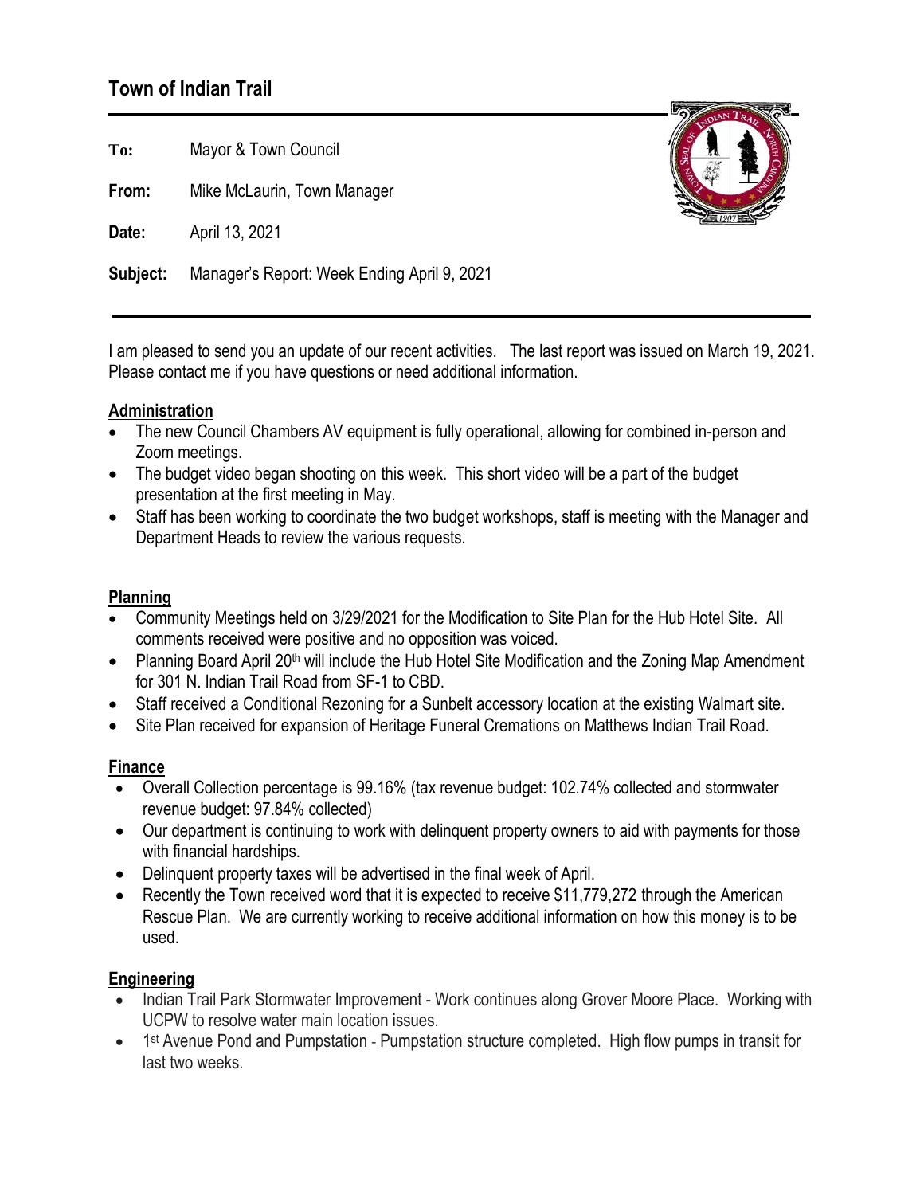# Town of Indian Trail

**To:** Mayor & Town Council

**From:** Mike McLaurin, Town Manager

**Date:** April 13, 2021

**Subject:** Manager's Report: Week Ending April 9, 2021

I am pleased to send you an update of our recent activities. The last report was issued on March 19, 2021. Please contact me if you have questions or need additional information.

## Administration

- The new Council Chambers AV equipment is fully operational, allowing for combined in-person and Zoom meetings.
- The budget video began shooting on this week. This short video will be a part of the budget presentation at the first meeting in May.
- Staff has been working to coordinate the two budget workshops, staff is meeting with the Manager and Department Heads to review the various requests.

## Planning

- Community Meetings held on 3/29/2021 for the Modification to Site Plan for the Hub Hotel Site. All comments received were positive and no opposition was voiced.
- Planning Board April 20th will include the Hub Hotel Site Modification and the Zoning Map Amendment for 301 N. Indian Trail Road from SF-1 to CBD.
- Staff received a Conditional Rezoning for a Sunbelt accessory location at the existing Walmart site.
- Site Plan received for expansion of Heritage Funeral Cremations on Matthews Indian Trail Road.

## Finance

- Overall Collection percentage is 99.16% (tax revenue budget: 102.74% collected and stormwater revenue budget: 97.84% collected)
- Our department is continuing to work with delinquent property owners to aid with payments for those with financial hardships.
- Delinquent property taxes will be advertised in the final week of April.
- Recently the Town received word that it is expected to receive $11,779,272 through the American Rescue Plan. We are currently working to receive additional information on how this money is to be used.

## Engineering

- Indian Trail Park Stormwater Improvement - Work continues along Grover Moore Place. Working with UCPW to resolve water main location issues.
- 1st Avenue Pond and Pumpstation - Pumpstation structure completed. High flow pumps in transit for last two weeks.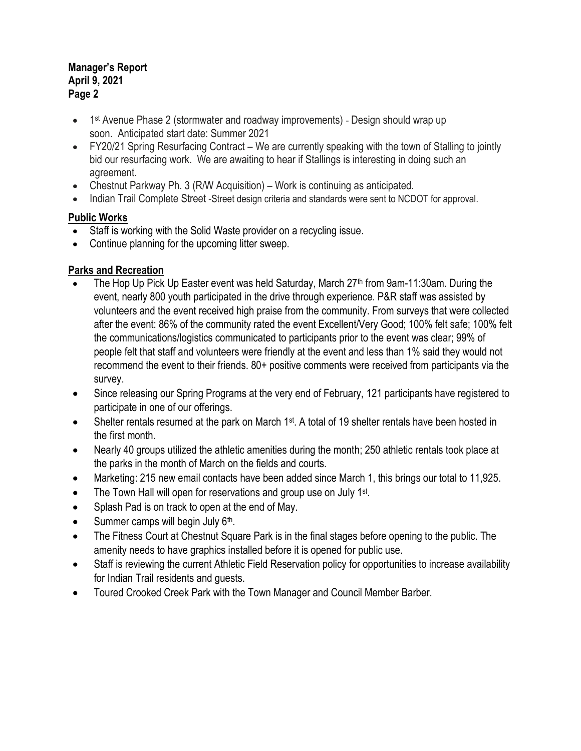- 1st Avenue Phase 2 (stormwater and roadway improvements) - Design should wrap up soon. Anticipated start date: Summer 2021
- FY20/21 Spring Resurfacing Contract – We are currently speaking with the town of Stalling to jointly bid our resurfacing work. We are awaiting to hear if Stallings is interesting in doing such an agreement.
- Chestnut Parkway Ph. 3 (R/W Acquisition) – Work is continuing as anticipated.
- Indian Trail Complete Street -Street design criteria and standards were sent to NCDOT for approval.

**Public Works**

- Staff is working with the Solid Waste provider on a recycling issue.
- Continue planning for the upcoming litter sweep.

**Parks and Recreation**

- The Hop Up Pick Up Easter event was held Saturday, March 27th from 9am-11:30am. During the event, nearly 800 youth participated in the drive through experience. P&R staff was assisted by volunteers and the event received high praise from the community. From surveys that were collected after the event: 86% of the community rated the event Excellent/Very Good; 100% felt safe; 100% felt the communications/logistics communicated to participants prior to the event was clear; 99% of people felt that staff and volunteers were friendly at the event and less than 1% said they would not recommend the event to their friends. 80+ positive comments were received from participants via the survey.
- Since releasing our Spring Programs at the very end of February, 121 participants have registered to participate in one of our offerings.
- Shelter rentals resumed at the park on March 1st. A total of 19 shelter rentals have been hosted in the first month.
- Nearly 40 groups utilized the athletic amenities during the month; 250 athletic rentals took place at the parks in the month of March on the fields and courts.
- Marketing: 215 new email contacts have been added since March 1, this brings our total to 11,925.
- The Town Hall will open for reservations and group use on July 1st.
- Splash Pad is on track to open at the end of May.
- Summer camps will begin July 6th.
- The Fitness Court at Chestnut Square Park is in the final stages before opening to the public. The amenity needs to have graphics installed before it is opened for public use.
- Staff is reviewing the current Athletic Field Reservation policy for opportunities to increase availability for Indian Trail residents and guests.
- Toured Crooked Creek Park with the Town Manager and Council Member Barber.